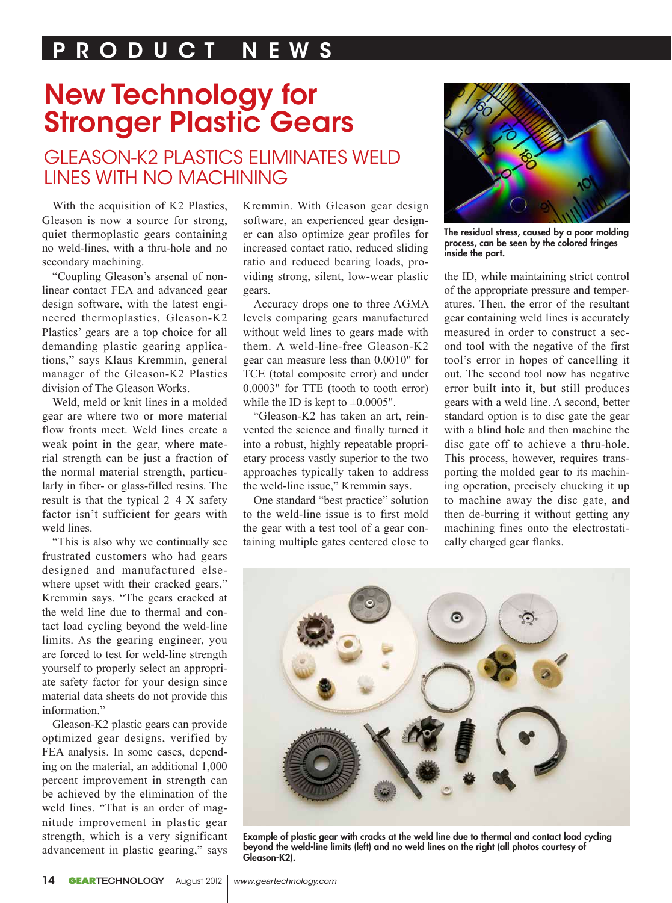# New Technology for Stronger Plastic Gears

## GLEASON-K2 PLASTICS ELIMINATES WELD LINES WITH NO MACHINING

With the acquisition of K2 Plastics, Gleason is now a source for strong, quiet thermoplastic gears containing no weld-lines, with a thru-hole and no secondary machining.

"Coupling Gleason's arsenal of nonlinear contact FEA and advanced gear design software, with the latest engineered thermoplastics, Gleason-K2 Plastics' gears are a top choice for all demanding plastic gearing applications," says Klaus Kremmin, general manager of the Gleason-K2 Plastics division of The Gleason Works.

Weld, meld or knit lines in a molded gear are where two or more material flow fronts meet. Weld lines create a weak point in the gear, where material strength can be just a fraction of the normal material strength, particularly in fiber- or glass-filled resins. The result is that the typical 2–4 X safety factor isn't sufficient for gears with weld lines.

"This is also why we continually see frustrated customers who had gears designed and manufactured elsewhere upset with their cracked gears," Kremmin says. "The gears cracked at the weld line due to thermal and contact load cycling beyond the weld-line limits. As the gearing engineer, you are forced to test for weld-line strength yourself to properly select an appropriate safety factor for your design since material data sheets do not provide this information."

Gleason-K2 plastic gears can provide optimized gear designs, verified by FEA analysis. In some cases, depending on the material, an additional 1,000 percent improvement in strength can be achieved by the elimination of the weld lines. "That is an order of magnitude improvement in plastic gear strength, which is a very significant advancement in plastic gearing," says Kremmin. With Gleason gear design software, an experienced gear designer can also optimize gear profiles for increased contact ratio, reduced sliding ratio and reduced bearing loads, providing strong, silent, low-wear plastic gears.

Accuracy drops one to three AGMA levels comparing gears manufactured without weld lines to gears made with them. A weld-line-free Gleason-K2 gear can measure less than 0.0010" for TCE (total composite error) and under 0.0003" for TTE (tooth to tooth error) while the ID is kept to ±0.0005".

"Gleason-K2 has taken an art, reinvented the science and finally turned it into a robust, highly repeatable proprietary process vastly superior to the two approaches typically taken to address the weld-line issue," Kremmin says.

One standard "best practice" solution to the weld-line issue is to first mold the gear with a test tool of a gear containing multiple gates centered close to the ID, while maintaining strict control of the appropriate pressure and temperatures. Then, the error of the resultant gear containing weld lines is accurately measured in order to construct a second tool with the negative of the first tool's error in hopes of cancelling it out. The second tool now has negative error built into it, but still produces gears with a weld line. A second, better standard option is to disc gate the gear with a blind hole and then machine the disc gate off to achieve a thru-hole. This process, however, requires transporting the molded gear to its machining operation, precisely chucking it up to machine away the disc gate, and then de-burring it without getting any machining fines onto the electrostatically charged gear flanks.

**The residual stress, caused by a poor molding process, can be seen by the colored fringes inside the part.**

**Example of plastic gear with cracks at the weld line due to thermal and contact load cycling beyond the weld-line limits (left) and no weld lines on the right (all photos courtesy of Gleason-K2).**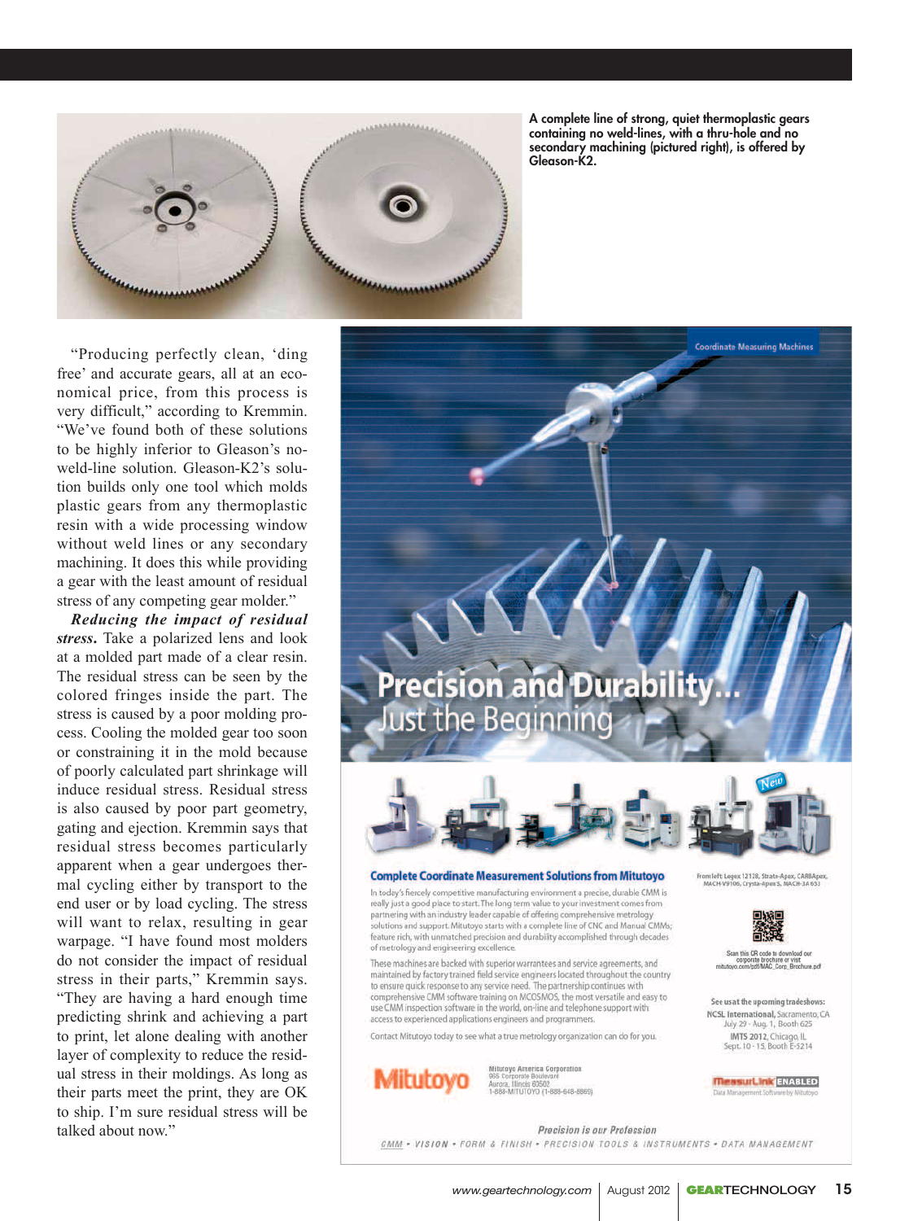A complete line of strong, quiet thermoplastic gears containing no weld-lines, with a thru-hole and no secondary machining (pictured right), is offered by Gleason-K2.

"Producing perfectly clean, 'ding free' and accurate gears, all at an economical price, from this process is very difficult," according to Kremmin. "We've found both of these solutions to be highly inferior to Gleason's no-weld-line solution. Gleason-K2's solution builds only one tool which molds plastic gears from any thermoplastic resin with a wide processing window without weld lines or any secondary machining. It does this while providing a gear with the least amount of residual stress of any competing gear molder."

***Reducing the impact of residual stress.*** Take a polarized lens and look at a molded part made of a clear resin. The residual stress can be seen by the colored fringes inside the part. The stress is caused by a poor molding process. Cooling the molded gear too soon or constraining it in the mold because of poorly calculated part shrinkage will induce residual stress. Residual stress is also caused by poor part geometry, gating and ejection. Kremmin says that residual stress becomes particularly apparent when a gear undergoes thermal cycling either by transport to the end user or by load cycling. The stress will want to relax, resulting in gear warpage. "I have found most molders do not consider the impact of residual stress in their parts," Kremmin says. "They are having a hard enough time predicting shrink and achieving a part to print, let alone dealing with another layer of complexity to reduce the residual stress in their moldings. As long as their parts meet the print, they are OK to ship. I'm sure residual stress will be talked about now."

Coordinate Measuring Machines

# Precision and Durability... Just the Beginning

From left: Legex 12128, Strato-Apex, CARBApex, MACH-V9106, Crysta-Apex S, MACH-3A 653

## Complete Coordinate Measurement Solutions from Mitutoyo

In today's fiercely competitive manufacturing environment a precise, durable CMM is really just a good place to start. The long term value to your investment comes from partnering with an industry leader capable of offering comprehensive metrology solutions and support. Mitutoyo starts with a complete line of CNC and Manual CMMs; feature rich, with unmatched precision and durability accomplished through decades of metrology and engineering excellence.

These machines are backed with superior warrantees and service agreements, and maintained by factory trained field service engineers located throughout the country to ensure quick response to any service need. The partnership continues with comprehensive CMM software training on MCOSMOS, the most versatile and easy to use CMM inspection software in the world, on-line and telephone support with access to experienced applications engineers and programmers.

Contact Mitutoyo today to see what a true metrology organization can do for you.

Scan this QR code to download our corporate brochure or visit mitutoyo.com/pdf/MAC_Corp_Brochure.pdf

See us at the upcoming tradeshows:
NCSL International, Sacramento, CA
July 29 - Aug. 1, Booth 625
IMTS 2012, Chicago, IL
Sept. 10 - 15, Booth E-5214

Mitutoyo

Mitutoyo America Corporation
965 Corporate Boulevard
Aurora, Illinois 60502
1-888-MITUTOYO (1-888-648-8869)

MeasurLink ENABLED
Data Management Software by Mitutoyo

*Precision is our Profession*

CMM • VISION • FORM & FINISH • PRECISION TOOLS & INSTRUMENTS • DATA MANAGEMENT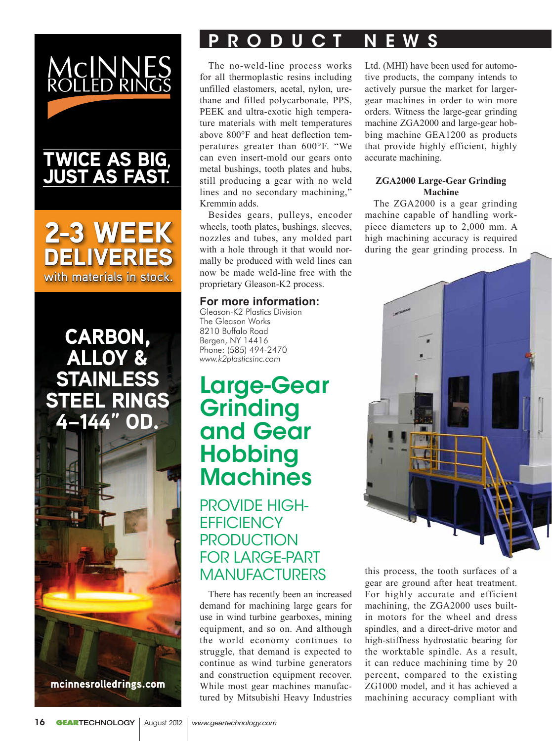The no-weld-line process works for all thermoplastic resins including unfilled elastomers, acetal, nylon, urethane and filled polycarbonate, PPS, PEEK and ultra-exotic high temperature materials with melt temperatures above 800°F and heat deflection temperatures greater than 600°F. "We can even insert-mold our gears onto metal bushings, tooth plates and hubs, still producing a gear with no weld lines and no secondary machining," Kremmin adds.

Besides gears, pulleys, encoder wheels, tooth plates, bushings, sleeves, nozzles and tubes, any molded part with a hole through it that would normally be produced with weld lines can now be made weld-line free with the proprietary Gleason-K2 process.

**For more information:**
Gleason-K2 Plastics Division
The Gleason Works
8210 Buffalo Road
Bergen, NY 14416
Phone: (585) 494-2470
*www.k2plasticsinc.com*

# Large-Gear Grinding and Gear Hobbing Machines

## PROVIDE HIGH-EFFICIENCY PRODUCTION FOR LARGE-PART MANUFACTURERS

There has recently been an increased demand for machining large gears for use in wind turbine gearboxes, mining equipment, and so on. And although the world economy continues to struggle, that demand is expected to continue as wind turbine generators and construction equipment recover. While most gear machines manufactured by Mitsubishi Heavy Industries Ltd. (MHI) have been used for automotive products, the company intends to actively pursue the market for larger-gear machines in order to win more orders. Witness the large-gear grinding machine ZGA2000 and large-gear hobbing machine GEA1200 as products that provide highly efficient, highly accurate machining.

### ZGA2000 Large-Gear Grinding Machine

The ZGA2000 is a gear grinding machine capable of handling workpiece diameters up to 2,000 mm. A high machining accuracy is required during the gear grinding process. In this process, the tooth surfaces of a gear are ground after heat treatment. For highly accurate and efficient machining, the ZGA2000 uses built-in motors for the wheel and dress spindles, and a direct-drive motor and high-stiffness hydrostatic bearing for the worktable spindle. As a result, it can reduce machining time by 20 percent, compared to the existing ZG1000 model, and it has achieved a machining accuracy compliant with

**McINNES ROLLED RINGS**

**TWICE AS BIG, JUST AS FAST.**

**2-3 WEEK DELIVERIES** with materials in stock.

**CARBON, ALLOY & STAINLESS STEEL RINGS 4–144" OD.**

mcinnesrolledrings.com